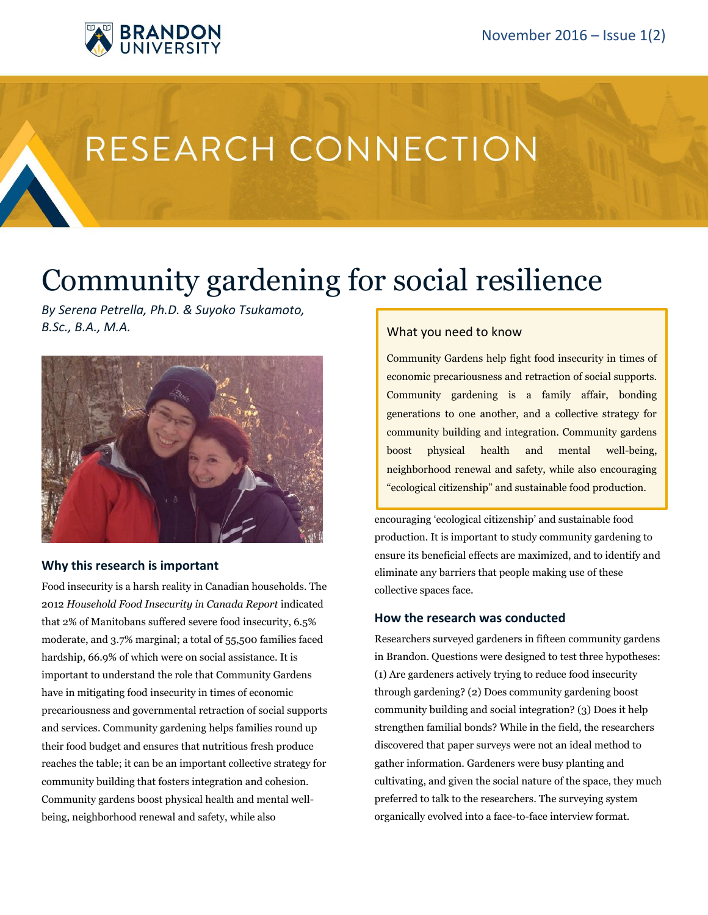# RESEARCH CONNECTION

November 2016 – Issue 1(2)

# Community gardening for social resilience

*By Serena Petrella, Ph.D. & Suyoko Tsukamoto, B.Sc., B.A., M.A.*

### What you need to know

Community Gardens help fight food insecurity in times of economic precariousness and retraction of social supports. Community gardening is a family affair, bonding generations to one another, and a collective strategy for community building and integration. Community gardens boost physical health and mental well-being, neighborhood renewal and safety, while also encouraging "ecological citizenship" and sustainable food production.

## Why this research is important

Food insecurity is a harsh reality in Canadian households. The 2012 *Household Food Insecurity in Canada Report* indicated that 2% of Manitobans suffered severe food insecurity, 6.5% moderate, and 3.7% marginal; a total of 55,500 families faced hardship, 66.9% of which were on social assistance. It is important to understand the role that Community Gardens have in mitigating food insecurity in times of economic precariousness and governmental retraction of social supports and services. Community gardening helps families round up their food budget and ensures that nutritious fresh produce reaches the table; it can be an important collective strategy for community building that fosters integration and cohesion. Community gardens boost physical health and mental well-being, neighborhood renewal and safety, while also encouraging 'ecological citizenship' and sustainable food production. It is important to study community gardening to ensure its beneficial effects are maximized, and to identify and eliminate any barriers that people making use of these collective spaces face.

## How the research was conducted

Researchers surveyed gardeners in fifteen community gardens in Brandon. Questions were designed to test three hypotheses: (1) Are gardeners actively trying to reduce food insecurity through gardening? (2) Does community gardening boost community building and social integration? (3) Does it help strengthen familial bonds? While in the field, the researchers discovered that paper surveys were not an ideal method to gather information. Gardeners were busy planting and cultivating, and given the social nature of the space, they much preferred to talk to the researchers. The surveying system organically evolved into a face-to-face interview format.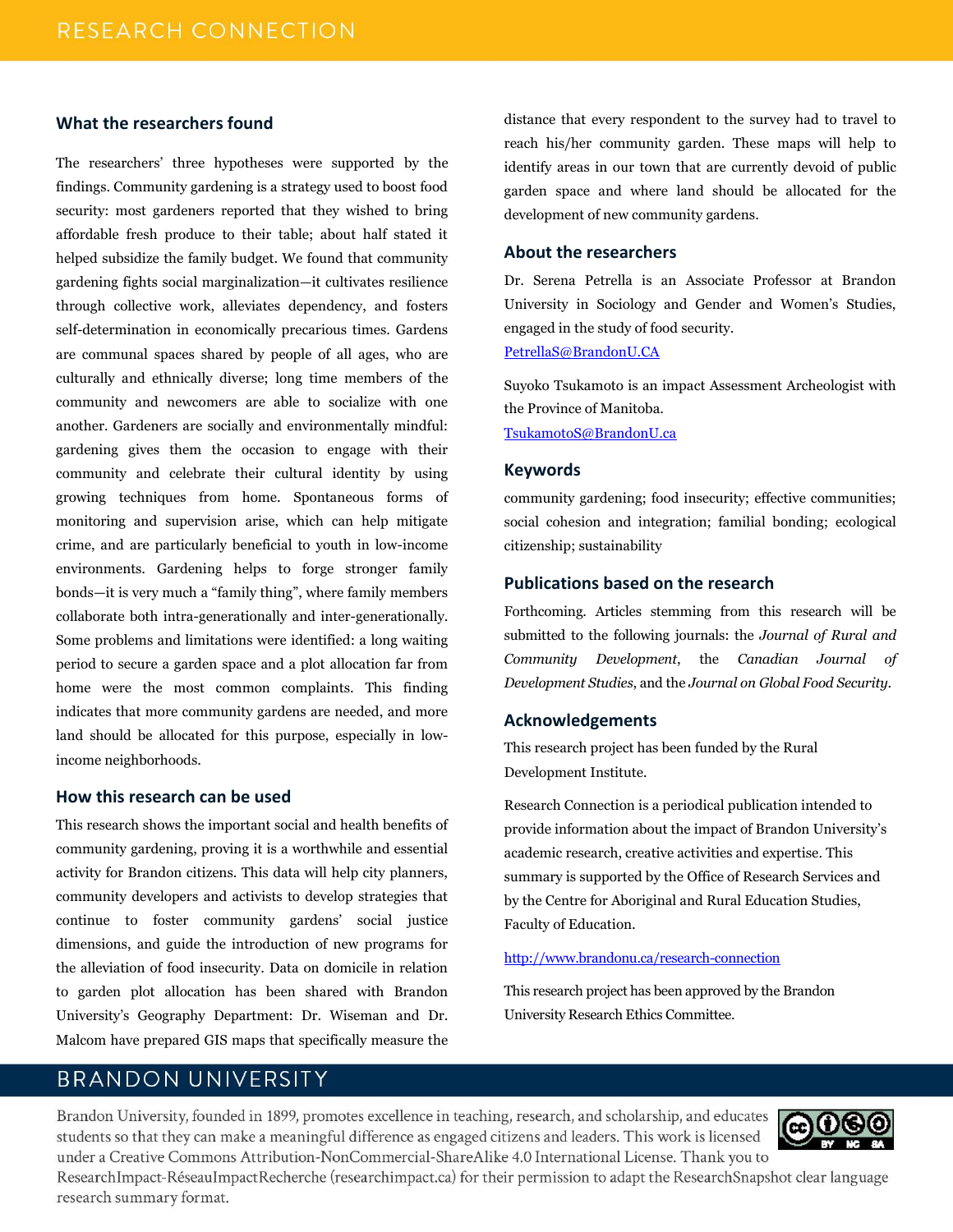## What the researchers found

The researchers' three hypotheses were supported by the findings. Community gardening is a strategy used to boost food security: most gardeners reported that they wished to bring affordable fresh produce to their table; about half stated it helped subsidize the family budget. We found that community gardening fights social marginalization—it cultivates resilience through collective work, alleviates dependency, and fosters self-determination in economically precarious times. Gardens are communal spaces shared by people of all ages, who are culturally and ethnically diverse; long time members of the community and newcomers are able to socialize with one another. Gardeners are socially and environmentally mindful: gardening gives them the occasion to engage with their community and celebrate their cultural identity by using growing techniques from home. Spontaneous forms of monitoring and supervision arise, which can help mitigate crime, and are particularly beneficial to youth in low-income environments. Gardening helps to forge stronger family bonds—it is very much a "family thing", where family members collaborate both intra-generationally and inter-generationally. Some problems and limitations were identified: a long waiting period to secure a garden space and a plot allocation far from home were the most common complaints. This finding indicates that more community gardens are needed, and more land should be allocated for this purpose, especially in low-income neighborhoods.

## How this research can be used

This research shows the important social and health benefits of community gardening, proving it is a worthwhile and essential activity for Brandon citizens. This data will help city planners, community developers and activists to develop strategies that continue to foster community gardens' social justice dimensions, and guide the introduction of new programs for the alleviation of food insecurity. Data on domicile in relation to garden plot allocation has been shared with Brandon University's Geography Department: Dr. Wiseman and Dr. Malcom have prepared GIS maps that specifically measure the distance that every respondent to the survey had to travel to reach his/her community garden. These maps will help to identify areas in our town that are currently devoid of public garden space and where land should be allocated for the development of new community gardens.

## About the researchers

Dr. Serena Petrella is an Associate Professor at Brandon University in Sociology and Gender and Women's Studies, engaged in the study of food security.
PetrellaS@BrandonU.CA

Suyoko Tsukamoto is an impact Assessment Archeologist with the Province of Manitoba.
TsukamotoS@BrandonU.ca

## Keywords

community gardening; food insecurity; effective communities; social cohesion and integration; familial bonding; ecological citizenship; sustainability

## Publications based on the research

Forthcoming. Articles stemming from this research will be submitted to the following journals: the *Journal of Rural and Community Development*, the *Canadian Journal of Development Studies*, and the *Journal on Global Food Security*.

## Acknowledgements

This research project has been funded by the Rural Development Institute.

Research Connection is a periodical publication intended to provide information about the impact of Brandon University's academic research, creative activities and expertise. This summary is supported by the Office of Research Services and by the Centre for Aboriginal and Rural Education Studies, Faculty of Education.

http://www.brandonu.ca/research-connection

This research project has been approved by the Brandon University Research Ethics Committee.

Brandon University, founded in 1899, promotes excellence in teaching, research, and scholarship, and educates students so that they can make a meaningful difference as engaged citizens and leaders. This work is licensed under a Creative Commons Attribution-NonCommercial-ShareAlike 4.0 International License. Thank you to ResearchImpact-RéseauImpactRecherche (researchimpact.ca) for their permission to adapt the ResearchSnapshot clear language research summary format.